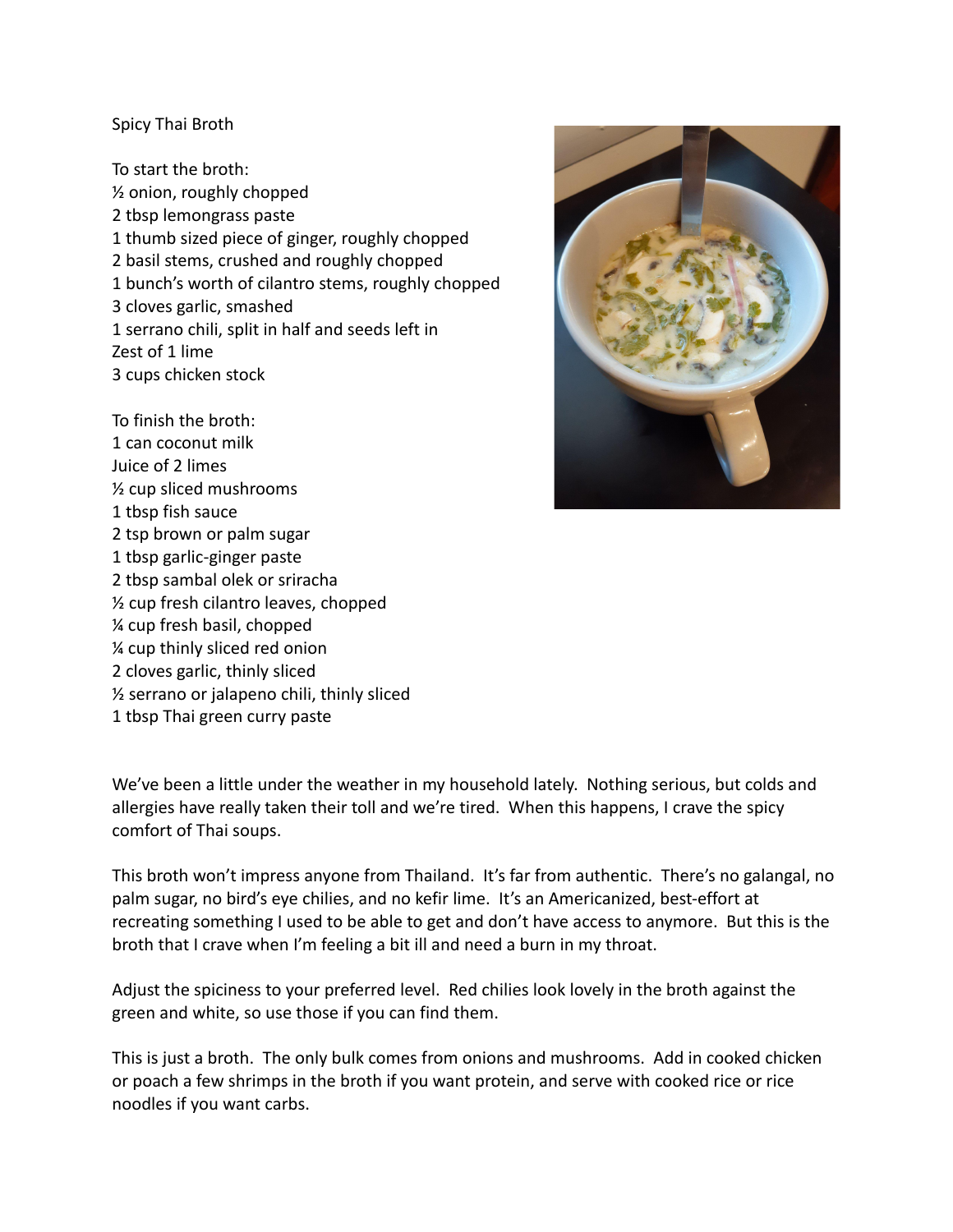# Spicy Thai Broth

To start the broth:

- ½ onion, roughly chopped
- 2 tbsp lemongrass paste
- 1 thumb sized piece of ginger, roughly chopped
- 2 basil stems, crushed and roughly chopped
- 1 bunch's worth of cilantro stems, roughly chopped
- 3 cloves garlic, smashed
- 1 serrano chili, split in half and seeds left in
- Zest of 1 lime
- 3 cups chicken stock

To finish the broth:

- 1 can coconut milk
- Juice of 2 limes
- ½ cup sliced mushrooms
- 1 tbsp fish sauce
- 2 tsp brown or palm sugar
- 1 tbsp garlic-ginger paste
- 2 tbsp sambal olek or sriracha
- ½ cup fresh cilantro leaves, chopped
- ¼ cup fresh basil, chopped
- ¼ cup thinly sliced red onion
- 2 cloves garlic, thinly sliced
- ½ serrano or jalapeno chili, thinly sliced
- 1 tbsp Thai green curry paste

We've been a little under the weather in my household lately. Nothing serious, but colds and allergies have really taken their toll and we're tired. When this happens, I crave the spicy comfort of Thai soups.

This broth won't impress anyone from Thailand. It's far from authentic. There's no galangal, no palm sugar, no bird's eye chilies, and no kefir lime. It's an Americanized, best-effort at recreating something I used to be able to get and don't have access to anymore. But this is the broth that I crave when I'm feeling a bit ill and need a burn in my throat.

Adjust the spiciness to your preferred level. Red chilies look lovely in the broth against the green and white, so use those if you can find them.

This is just a broth. The only bulk comes from onions and mushrooms. Add in cooked chicken or poach a few shrimps in the broth if you want protein, and serve with cooked rice or rice noodles if you want carbs.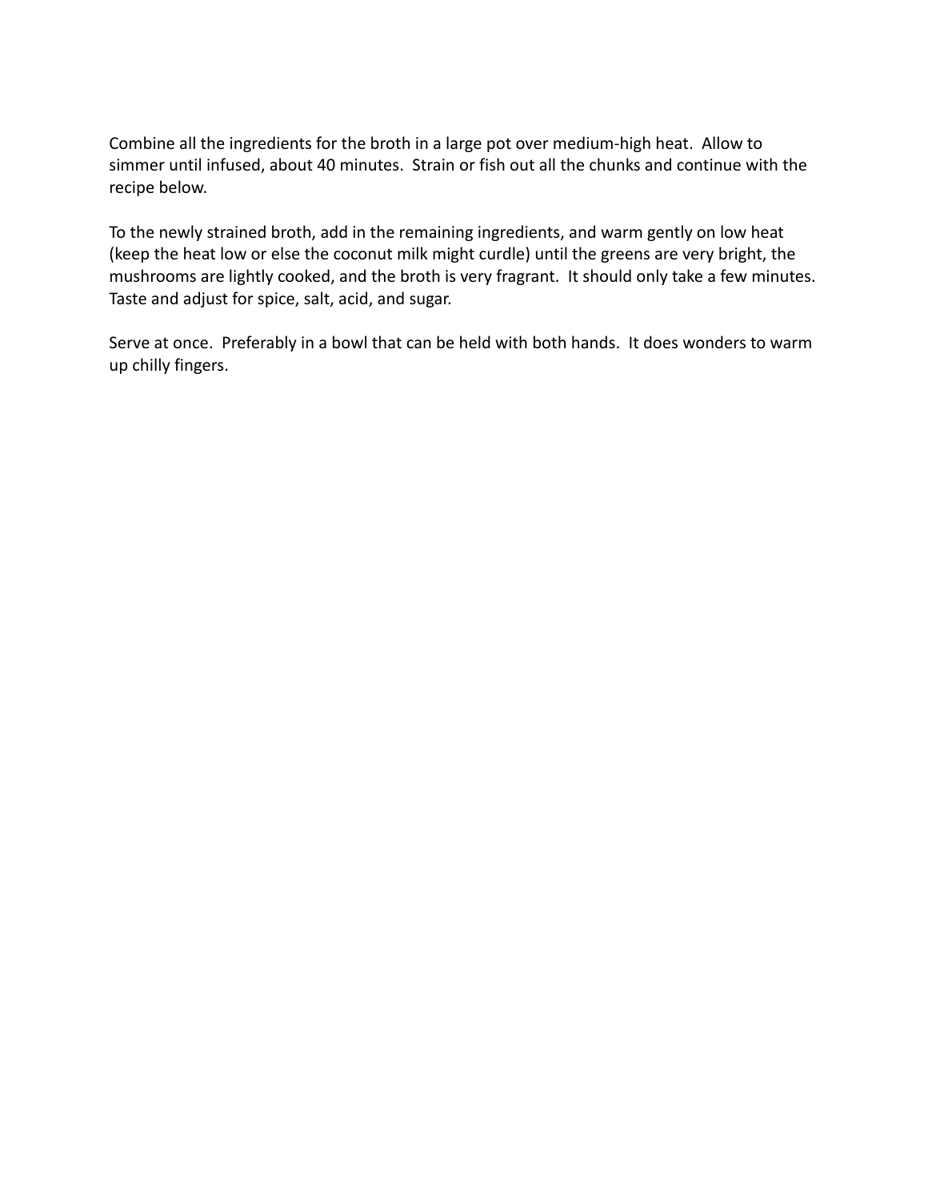Combine all the ingredients for the broth in a large pot over medium-high heat. Allow to simmer until infused, about 40 minutes. Strain or fish out all the chunks and continue with the recipe below.

To the newly strained broth, add in the remaining ingredients, and warm gently on low heat (keep the heat low or else the coconut milk might curdle) until the greens are very bright, the mushrooms are lightly cooked, and the broth is very fragrant. It should only take a few minutes. Taste and adjust for spice, salt, acid, and sugar.

Serve at once. Preferably in a bowl that can be held with both hands. It does wonders to warm up chilly fingers.